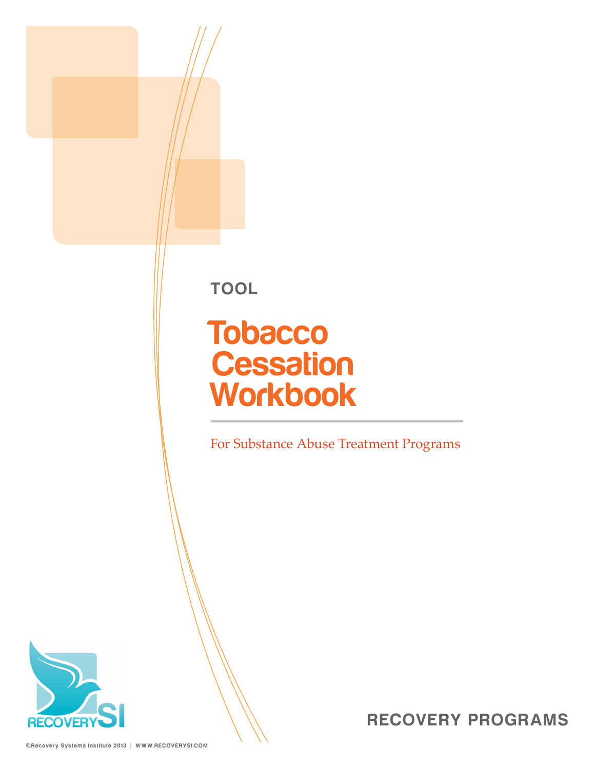TOOL

# Tobacco Cessation Workbook

For Substance Abuse Treatment Programs

RECOVERYSI

RECOVERY PROGRAMS

©Recovery Systems Institute 2013 | WWW.RECOVERYSI.COM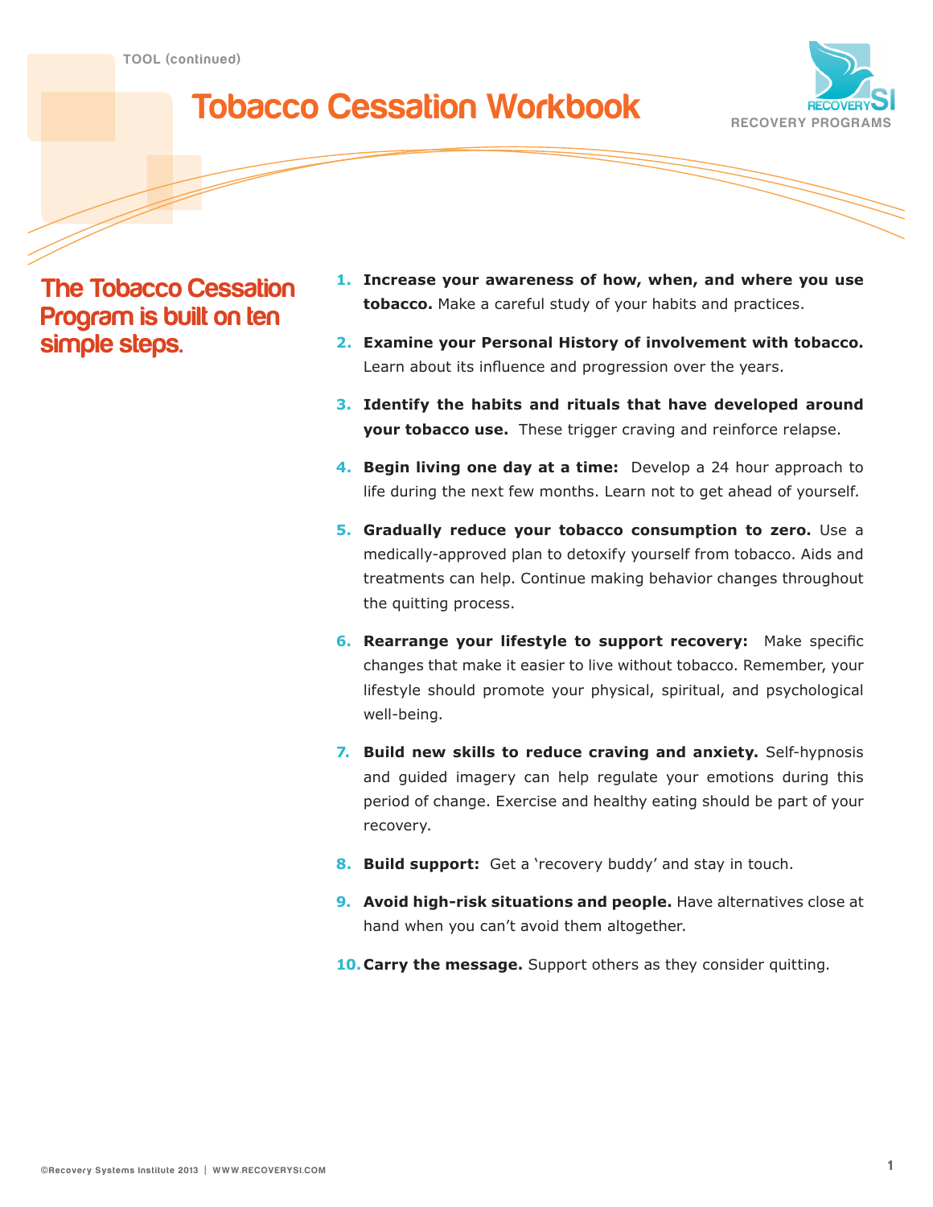TOOL (continued)

# Tobacco Cessation Workbook

## The Tobacco Cessation Program is built on ten simple steps.

1. **Increase your awareness of how, when, and where you use tobacco.** Make a careful study of your habits and practices.
2. **Examine your Personal History of involvement with tobacco.** Learn about its influence and progression over the years.
3. **Identify the habits and rituals that have developed around your tobacco use.** These trigger craving and reinforce relapse.
4. **Begin living one day at a time:** Develop a 24 hour approach to life during the next few months. Learn not to get ahead of yourself.
5. **Gradually reduce your tobacco consumption to zero.** Use a medically-approved plan to detoxify yourself from tobacco. Aids and treatments can help. Continue making behavior changes throughout the quitting process.
6. **Rearrange your lifestyle to support recovery:** Make specific changes that make it easier to live without tobacco. Remember, your lifestyle should promote your physical, spiritual, and psychological well-being.
7. **Build new skills to reduce craving and anxiety.** Self-hypnosis and guided imagery can help regulate your emotions during this period of change. Exercise and healthy eating should be part of your recovery.
8. **Build support:** Get a 'recovery buddy' and stay in touch.
9. **Avoid high-risk situations and people.** Have alternatives close at hand when you can't avoid them altogether.
10. **Carry the message.** Support others as they consider quitting.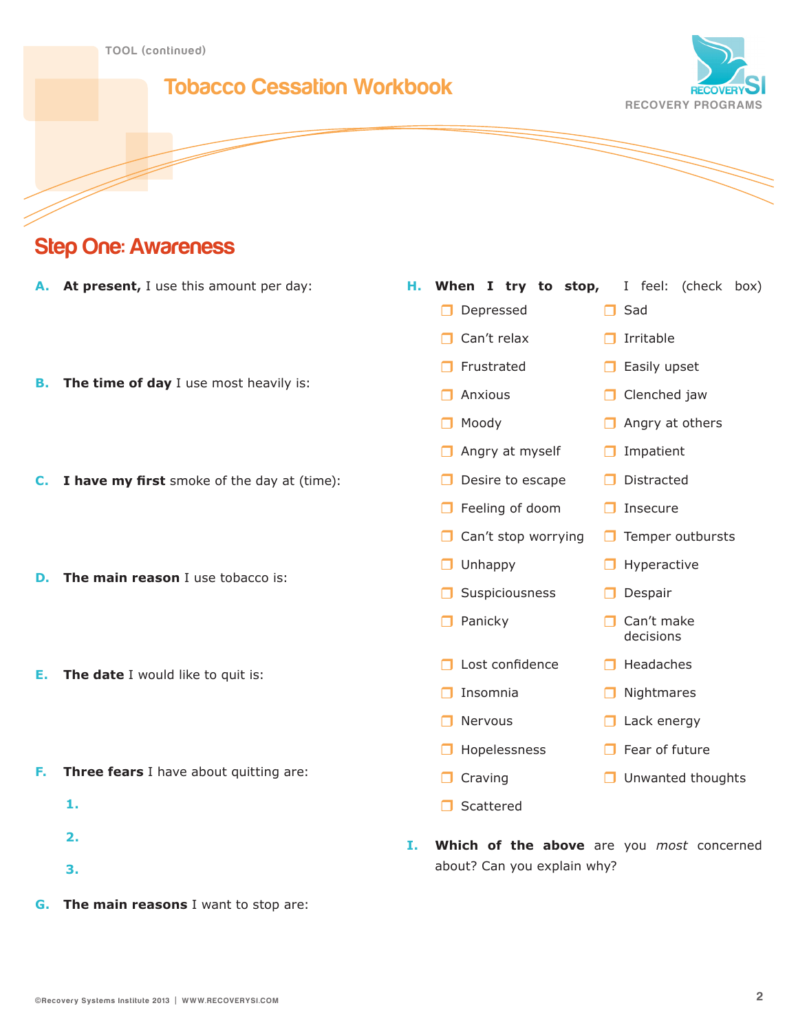TOOL (continued)

# Tobacco Cessation Workbook

## Step One: Awareness

**A. At present,** I use this amount per day:

**B. The time of day** I use most heavily is:

**C. I have my first** smoke of the day at (time):

**D. The main reason** I use tobacco is:

**E. The date** I would like to quit is:

**F. Three fears** I have about quitting are:

1.

2.

3.

**G. The main reasons** I want to stop are:

**H. When I try to stop,** I feel: (check box)

- ❐ Depressed
- ❐ Can't relax
- ❐ Frustrated
- ❐ Anxious
- ❐ Moody
- ❐ Angry at myself
- ❐ Desire to escape
- ❐ Feeling of doom
- ❐ Can't stop worrying
- ❐ Unhappy
- ❐ Suspiciousness
- ❐ Panicky
- ❐ Lost confidence
- ❐ Insomnia
- ❐ Nervous
- ❐ Hopelessness
- ❐ Craving
- ❐ Scattered
- ❐ Sad
- ❐ Irritable
- ❐ Easily upset
- ❐ Clenched jaw
- ❐ Angry at others
- ❐ Impatient
- ❐ Distracted
- ❐ Insecure
- ❐ Temper outbursts
- ❐ Hyperactive
- ❐ Despair
- ❐ Can't make decisions
- ❐ Headaches
- ❐ Nightmares
- ❐ Lack energy
- ❐ Fear of future
- ❐ Unwanted thoughts

**I. Which of the above** are you *most* concerned about? Can you explain why?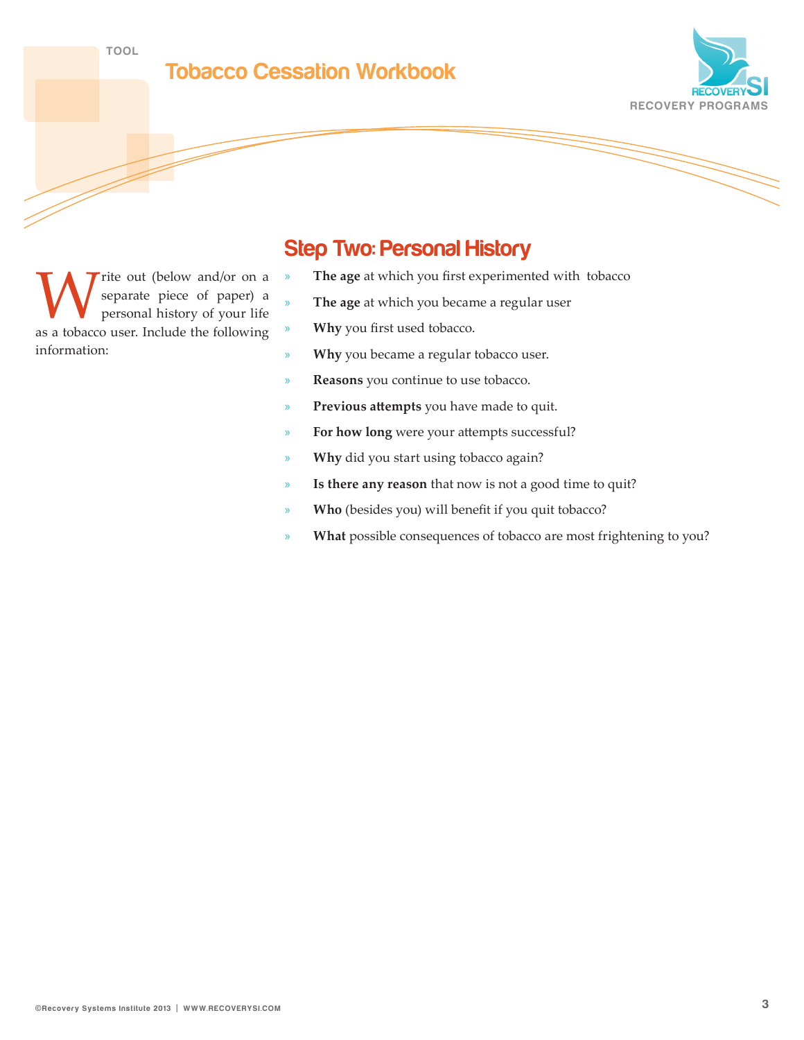## Step Two: Personal History

Write out (below and/or on a separate piece of paper) a personal history of your life as a tobacco user. Include the following information:

- **The age** at which you first experimented with tobacco
- **The age** at which you became a regular user
- **Why** you first used tobacco.
- **Why** you became a regular tobacco user.
- **Reasons** you continue to use tobacco.
- **Previous attempts** you have made to quit.
- **For how long** were your attempts successful?
- **Why** did you start using tobacco again?
- **Is there any reason** that now is not a good time to quit?
- **Who** (besides you) will benefit if you quit tobacco?
- **What** possible consequences of tobacco are most frightening to you?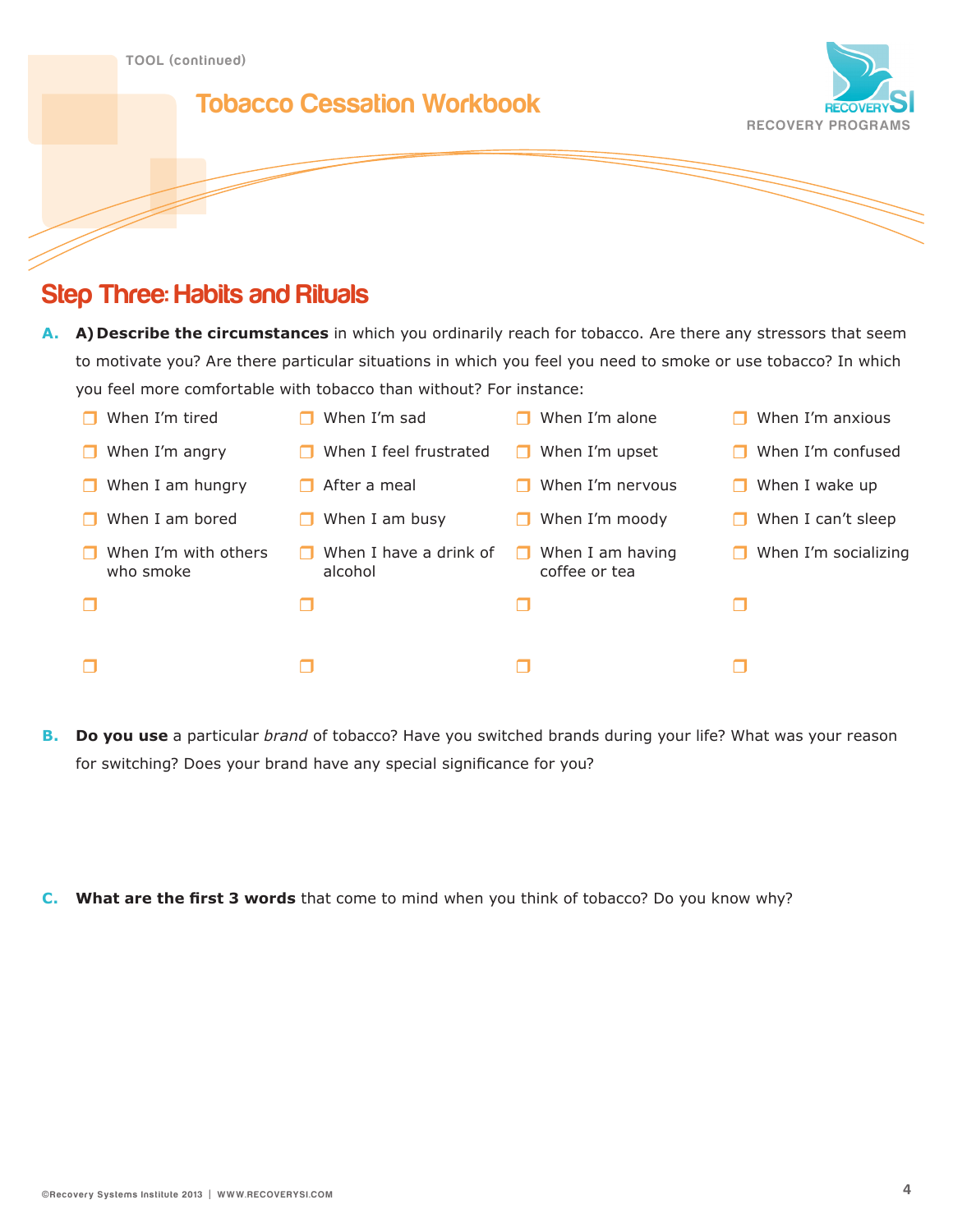## Step Three: Habits and Rituals

**A.** **A) Describe the circumstances** in which you ordinarily reach for tobacco. Are there any stressors that seem to motivate you? Are there particular situations in which you feel you need to smoke or use tobacco? In which you feel more comfortable with tobacco than without? For instance:

- ❒ When I'm tired
- ❒ When I'm sad
- ❒ When I'm alone
- ❒ When I'm anxious
- ❒ When I'm angry
- ❒ When I feel frustrated
- ❒ When I'm upset
- ❒ When I'm confused
- ❒ When I am hungry
- ❒ After a meal
- ❒ When I'm nervous
- ❒ When I wake up
- ❒ When I am bored
- ❒ When I am busy
- ❒ When I'm moody
- ❒ When I can't sleep
- ❒ When I'm with others who smoke
- ❒ When I have a drink of alcohol
- ❒ When I am having coffee or tea
- ❒ When I'm socializing
- ❒
- ❒
- ❒
- ❒
- ❒
- ❒
- ❒
- ❒

**B.** **Do you use** a particular *brand* of tobacco? Have you switched brands during your life? What was your reason for switching? Does your brand have any special significance for you?

**C.** **What are the first 3 words** that come to mind when you think of tobacco? Do you know why?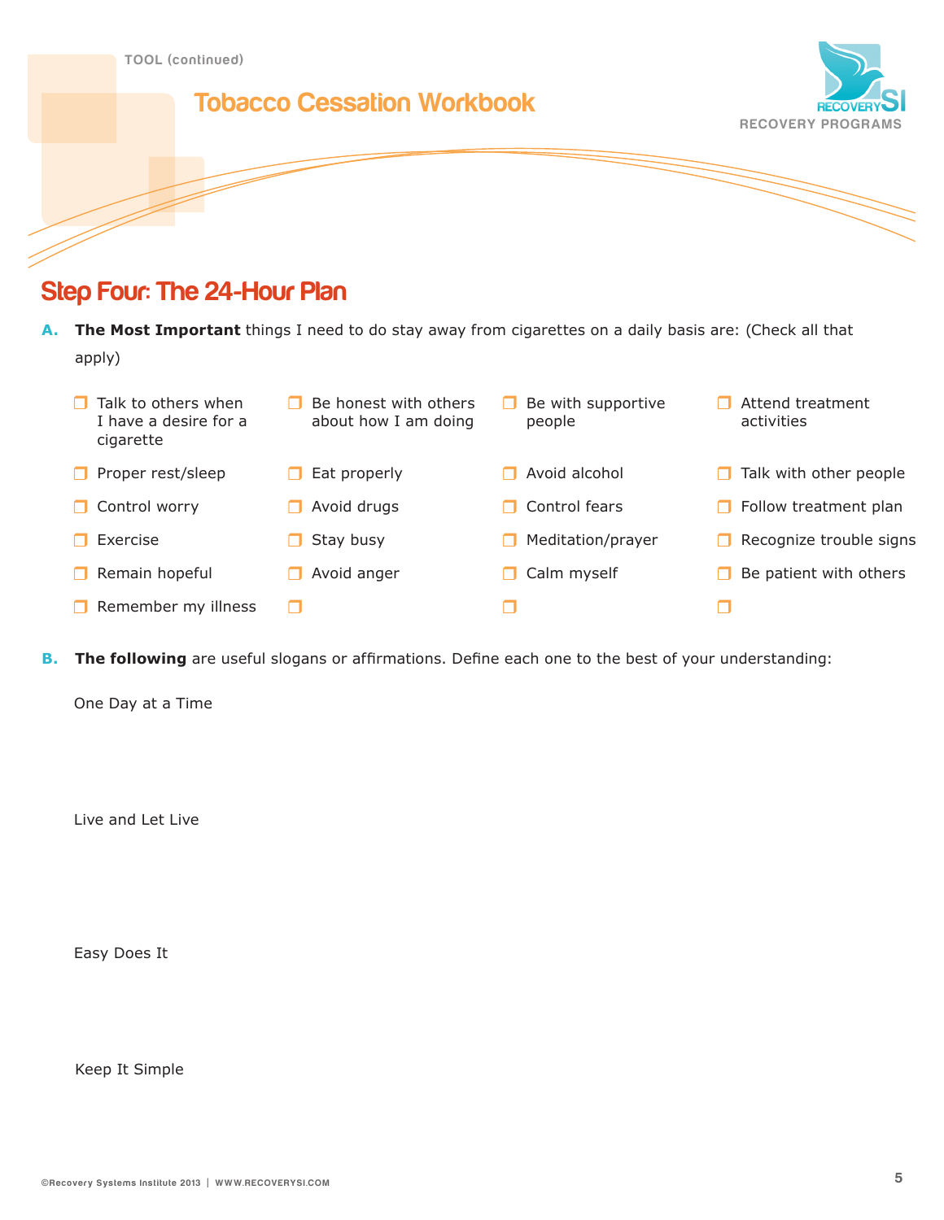## Step Four: The 24-Hour Plan

**A. The Most Important** things I need to do stay away from cigarettes on a daily basis are: (Check all that apply)

- ❒ Talk to others when I have a desire for a cigarette
- ❒ Be honest with others about how I am doing
- ❒ Be with supportive people
- ❒ Attend treatment activities
- ❒ Proper rest/sleep
- ❒ Eat properly
- ❒ Avoid alcohol
- ❒ Talk with other people
- ❒ Control worry
- ❒ Avoid drugs
- ❒ Control fears
- ❒ Follow treatment plan
- ❒ Exercise
- ❒ Stay busy
- ❒ Meditation/prayer
- ❒ Recognize trouble signs
- ❒ Remain hopeful
- ❒ Avoid anger
- ❒ Calm myself
- ❒ Be patient with others
- ❒ Remember my illness
- ❒
- ❒
- ❒

**B. The following** are useful slogans or affirmations. Define each one to the best of your understanding:

One Day at a Time

Live and Let Live

Easy Does It

Keep It Simple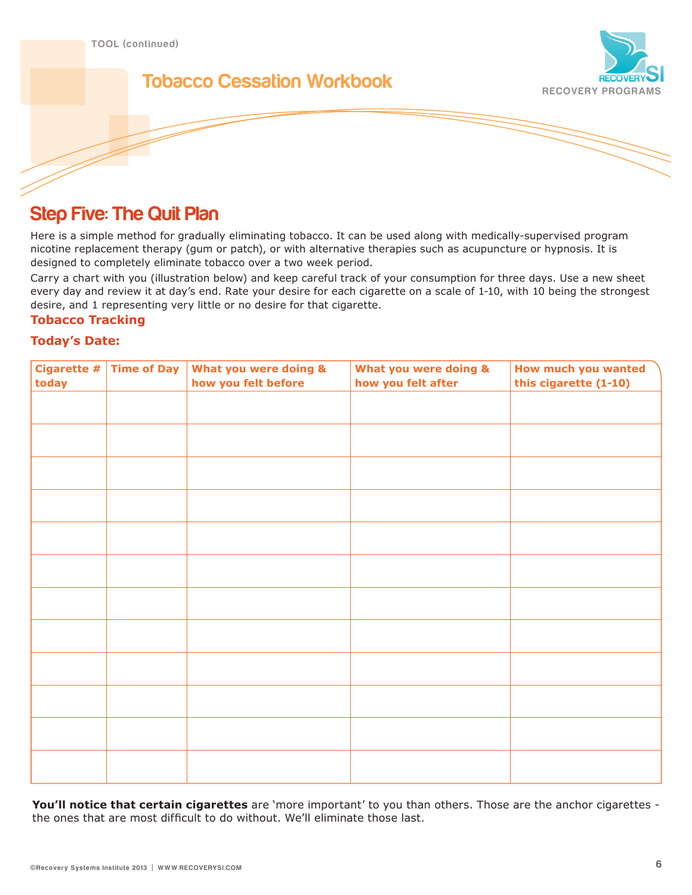TOOL (continued)

# Tobacco Cessation Workbook

## Step Five: The Quit Plan

Here is a simple method for gradually eliminating tobacco. It can be used along with medically-supervised program nicotine replacement therapy (gum or patch), or with alternative therapies such as acupuncture or hypnosis. It is designed to completely eliminate tobacco over a two week period.

Carry a chart with you (illustration below) and keep careful track of your consumption for three days. Use a new sheet every day and review it at day's end. Rate your desire for each cigarette on a scale of 1-10, with 10 being the strongest desire, and 1 representing very little or no desire for that cigarette.

**Tobacco Tracking**

**Today's Date:**

| Cigarette # today | Time of Day | What you were doing & how you felt before | What you were doing & how you felt after | How much you wanted this cigarette (1-10) |
|---|---|---|---|---|
| | | | | |
| | | | | |
| | | | | |
| | | | | |
| | | | | |
| | | | | |
| | | | | |
| | | | | |
| | | | | |
| | | | | |
| | | | | |
| | | | | |

**You'll notice that certain cigarettes** are 'more important' to you than others. Those are the anchor cigarettes - the ones that are most difficult to do without. We'll eliminate those last.

©Recovery Systems Institute 2013 | WWW.RECOVERYSI.COM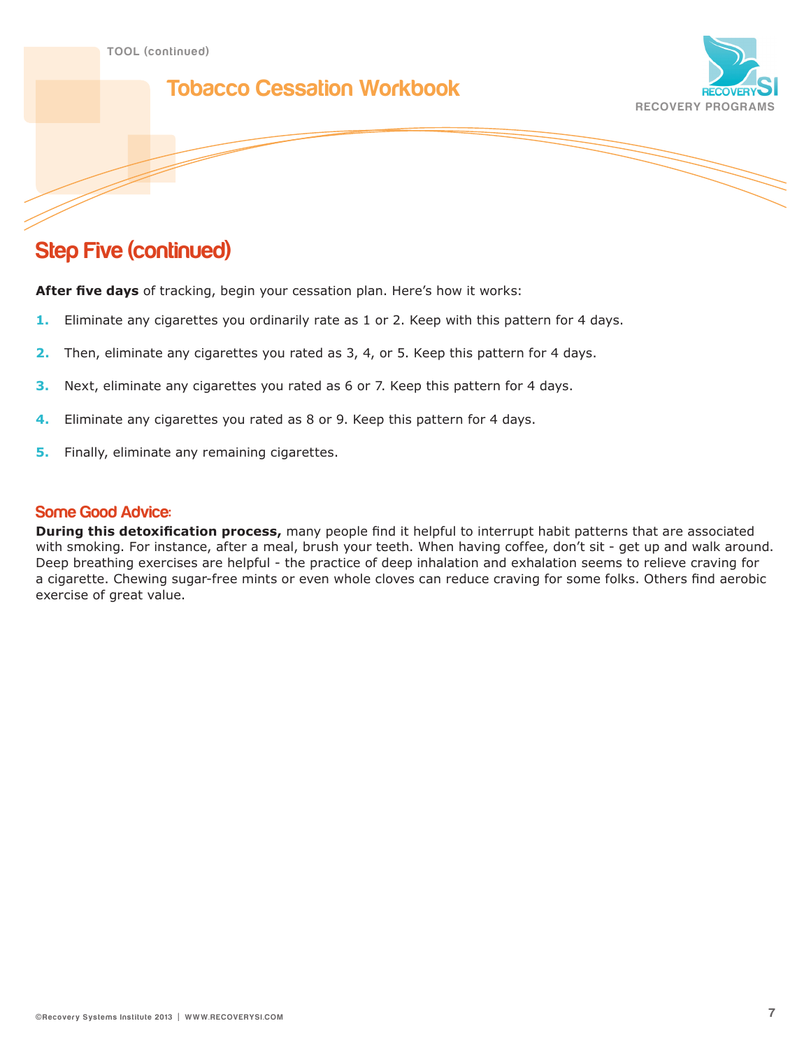## Step Five (continued)

**After five days** of tracking, begin your cessation plan. Here's how it works:

1. Eliminate any cigarettes you ordinarily rate as 1 or 2. Keep with this pattern for 4 days.
2. Then, eliminate any cigarettes you rated as 3, 4, or 5. Keep this pattern for 4 days.
3. Next, eliminate any cigarettes you rated as 6 or 7. Keep this pattern for 4 days.
4. Eliminate any cigarettes you rated as 8 or 9. Keep this pattern for 4 days.
5. Finally, eliminate any remaining cigarettes.

### Some Good Advice:

**During this detoxification process,** many people find it helpful to interrupt habit patterns that are associated with smoking. For instance, after a meal, brush your teeth. When having coffee, don't sit - get up and walk around. Deep breathing exercises are helpful - the practice of deep inhalation and exhalation seems to relieve craving for a cigarette. Chewing sugar-free mints or even whole cloves can reduce craving for some folks. Others find aerobic exercise of great value.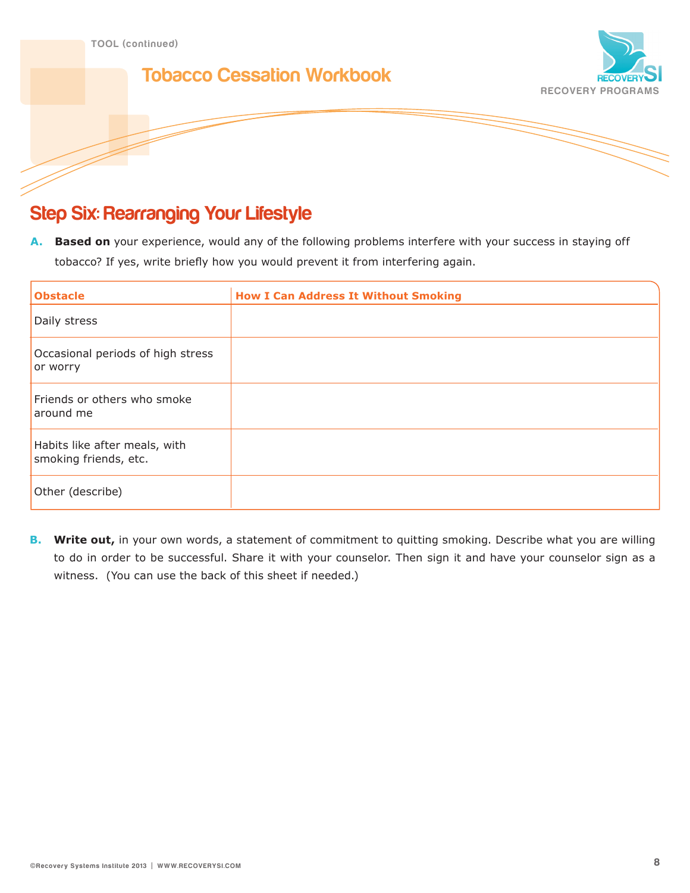## Step Six: Rearranging Your Lifestyle

**A. Based on** your experience, would any of the following problems interfere with your success in staying off tobacco? If yes, write briefly how you would prevent it from interfering again.

| Obstacle | How I Can Address It Without Smoking |
|---|---|
| Daily stress | |
| Occasional periods of high stress or worry | |
| Friends or others who smoke around me | |
| Habits like after meals, with smoking friends, etc. | |
| Other (describe) | |

**B. Write out,** in your own words, a statement of commitment to quitting smoking. Describe what you are willing to do in order to be successful. Share it with your counselor. Then sign it and have your counselor sign as a witness. (You can use the back of this sheet if needed.)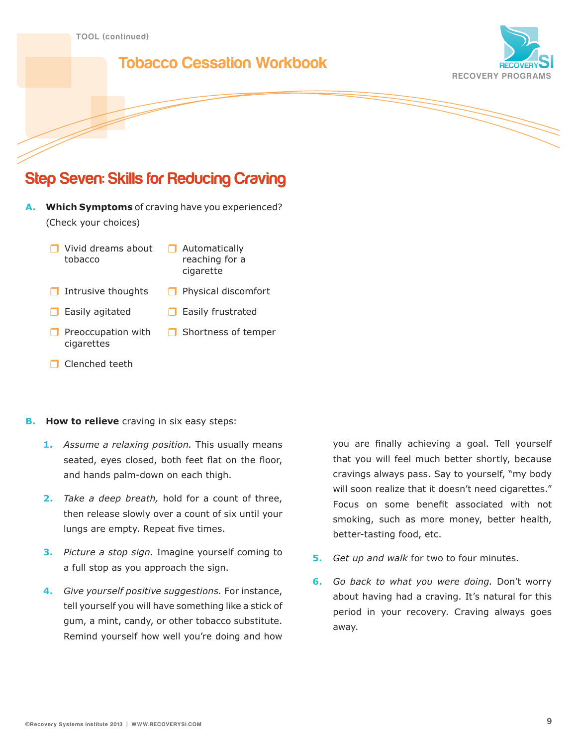## Step Seven: Skills for Reducing Craving

**A. Which Symptoms** of craving have you experienced? (Check your choices)

- ❒ Vivid dreams about tobacco
- ❒ Automatically reaching for a cigarette
- ❒ Intrusive thoughts
- ❒ Physical discomfort
- ❒ Easily agitated
- ❒ Easily frustrated
- ❒ Preoccupation with cigarettes
- ❒ Shortness of temper
- ❒ Clenched teeth

**B. How to relieve** craving in six easy steps:

1. *Assume a relaxing position.* This usually means seated, eyes closed, both feet flat on the floor, and hands palm-down on each thigh.
2. *Take a deep breath,* hold for a count of three, then release slowly over a count of six until your lungs are empty. Repeat five times.
3. *Picture a stop sign.* Imagine yourself coming to a full stop as you approach the sign.
4. *Give yourself positive suggestions.* For instance, tell yourself you will have something like a stick of gum, a mint, candy, or other tobacco substitute. Remind yourself how well you're doing and how you are finally achieving a goal. Tell yourself that you will feel much better shortly, because cravings always pass. Say to yourself, "my body will soon realize that it doesn't need cigarettes." Focus on some benefit associated with not smoking, such as more money, better health, better-tasting food, etc.
5. *Get up and walk* for two to four minutes.
6. *Go back to what you were doing.* Don't worry about having had a craving. It's natural for this period in your recovery. Craving always goes away.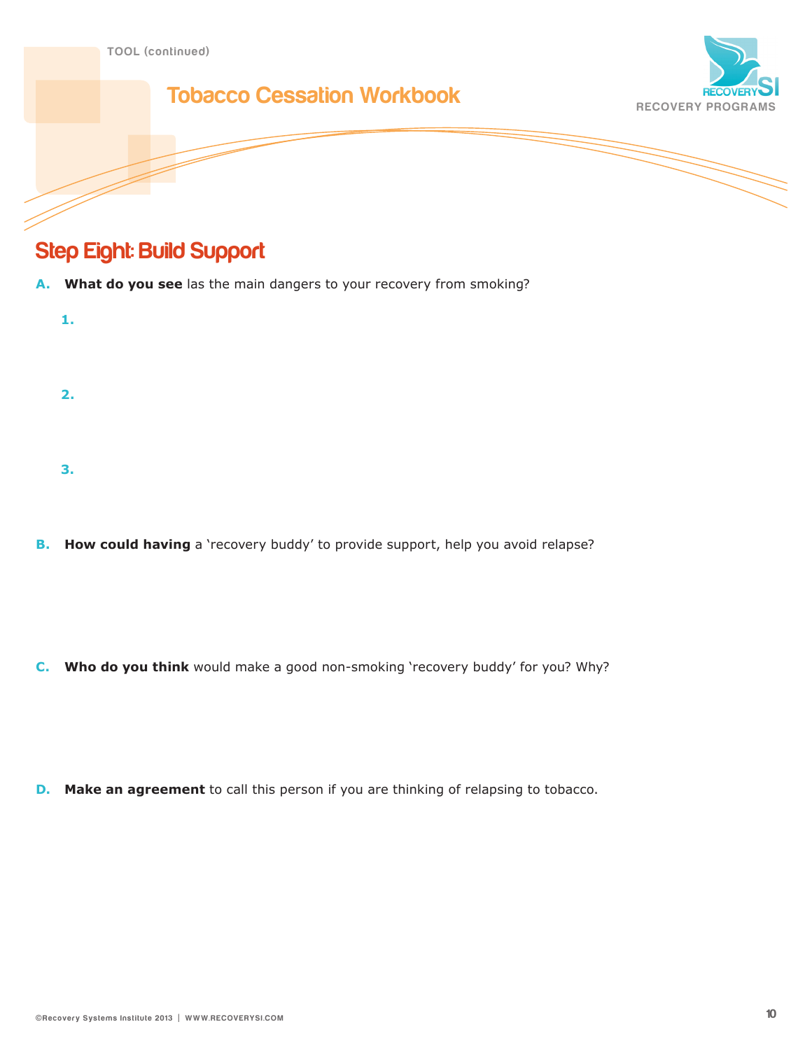## Step Eight: Build Support

**A. What do you see** las the main dangers to your recovery from smoking?

1.

2.

3.

**B. How could having** a 'recovery buddy' to provide support, help you avoid relapse?

**C. Who do you think** would make a good non-smoking 'recovery buddy' for you? Why?

**D. Make an agreement** to call this person if you are thinking of relapsing to tobacco.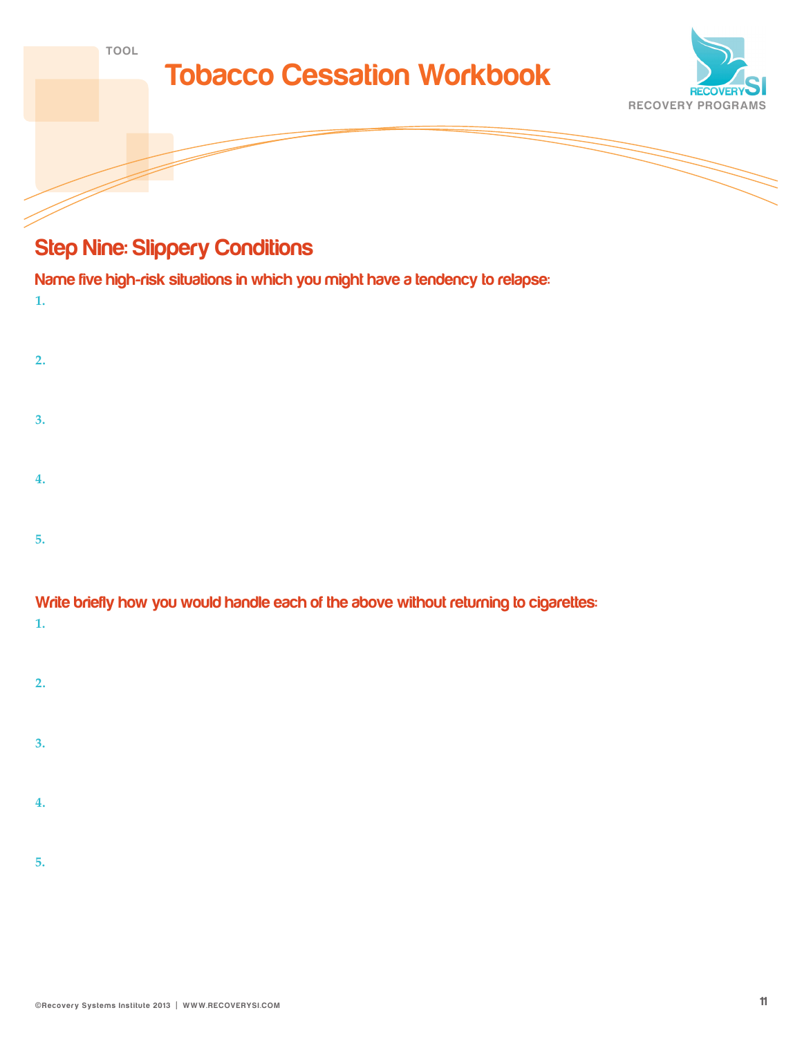TOOL

# Tobacco Cessation Workbook

RECOVERY PROGRAMS

## Step Nine: Slippery Conditions

### Name five high-risk situations in which you might have a tendency to relapse:

1.

2.

3.

4.

5.

### Write briefly how you would handle each of the above without returning to cigarettes:

1.

2.

3.

4.

5.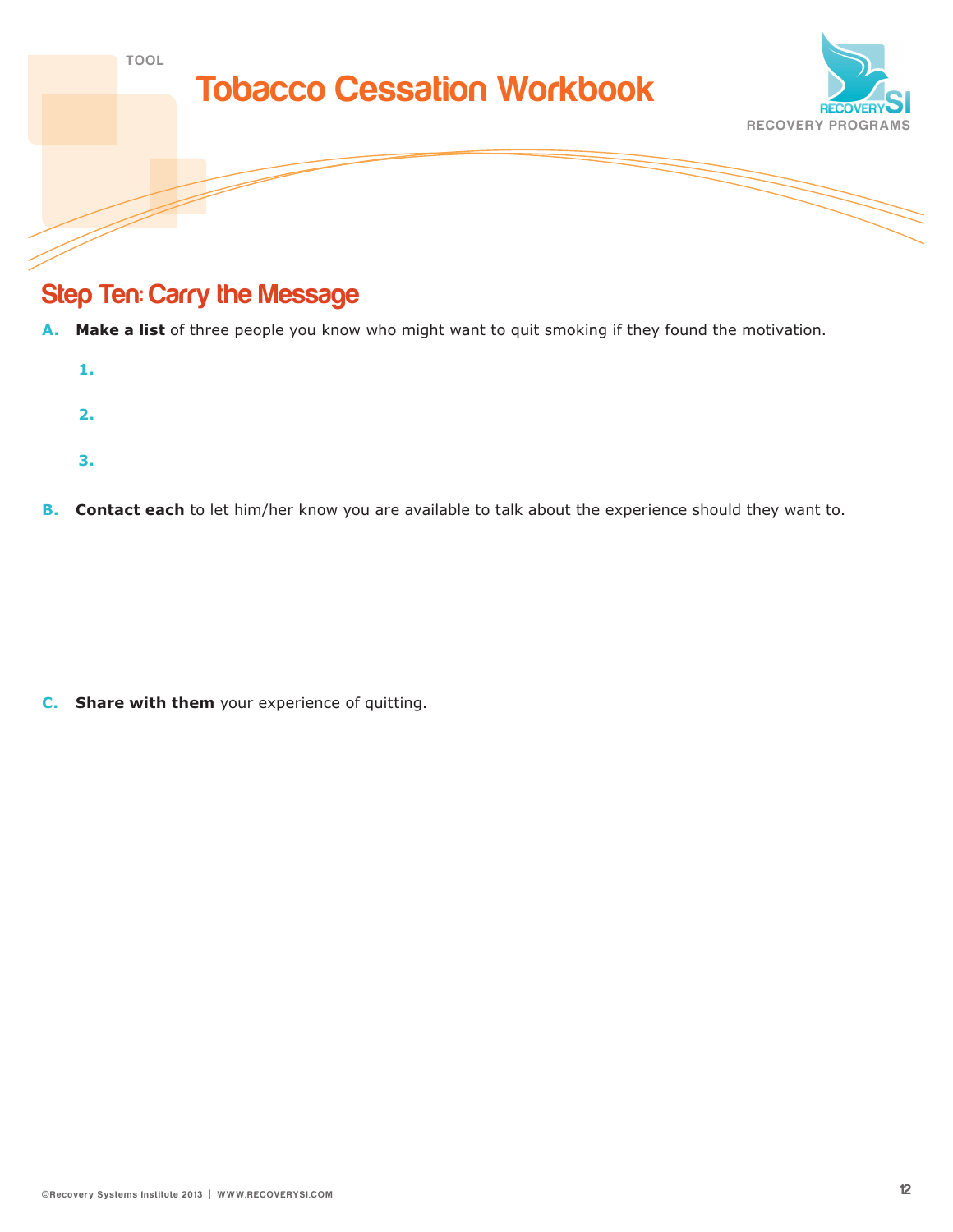TOOL

# Tobacco Cessation Workbook

RECOVERY PROGRAMS

## Step Ten: Carry the Message

**A. Make a list** of three people you know who might want to quit smoking if they found the motivation.

1.

2.

3.

**B. Contact each** to let him/her know you are available to talk about the experience should they want to.

**C. Share with them** your experience of quitting.